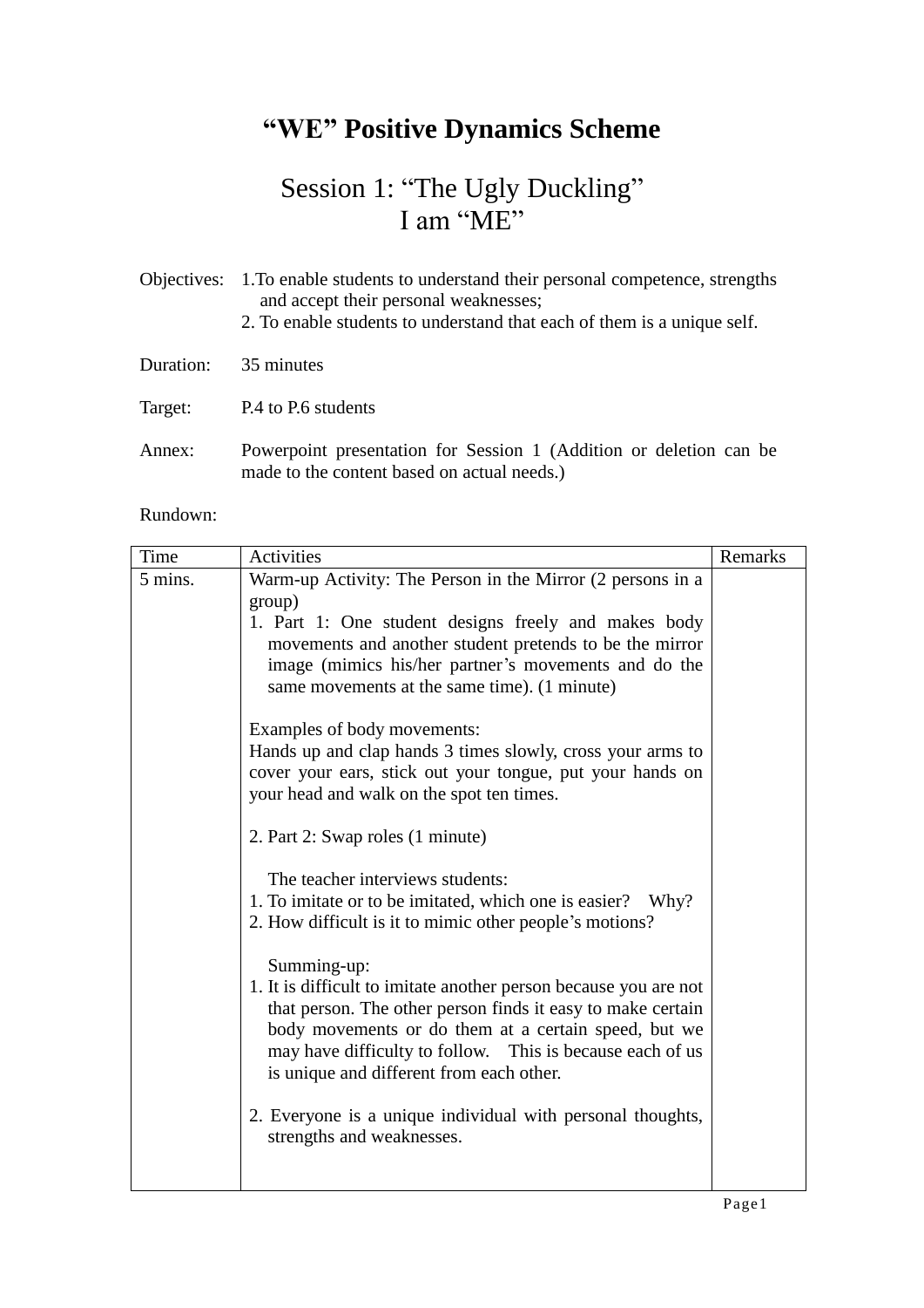# “WE” Positive Dynamics Scheme

## Session 1: “The Ugly Duckling”
## I am “ME”

Objectives: 1. To enable students to understand their personal competence, strengths and accept their personal weaknesses;
2. To enable students to understand that each of them is a unique self.

Duration: 35 minutes

Target: P.4 to P.6 students

Annex: Powerpoint presentation for Session 1 (Addition or deletion can be made to the content based on actual needs.)

Rundown:

| Time | Activities | Remarks |
|---|---|---|
| 5 mins. | Warm-up Activity: The Person in the Mirror (2 persons in a group)<br>1. Part 1: One student designs freely and makes body movements and another student pretends to be the mirror image (mimics his/her partner’s movements and do the same movements at the same time). (1 minute)<br><br>Examples of body movements:<br>Hands up and clap hands 3 times slowly, cross your arms to cover your ears, stick out your tongue, put your hands on your head and walk on the spot ten times.<br><br>2. Part 2: Swap roles (1 minute)<br><br>The teacher interviews students:<br>1. To imitate or to be imitated, which one is easier? Why?<br>2. How difficult is it to mimic other people’s motions?<br><br>Summing-up:<br>1. It is difficult to imitate another person because you are not that person. The other person finds it easy to make certain body movements or do them at a certain speed, but we may have difficulty to follow. This is because each of us is unique and different from each other.<br><br>2. Everyone is a unique individual with personal thoughts, strengths and weaknesses. | |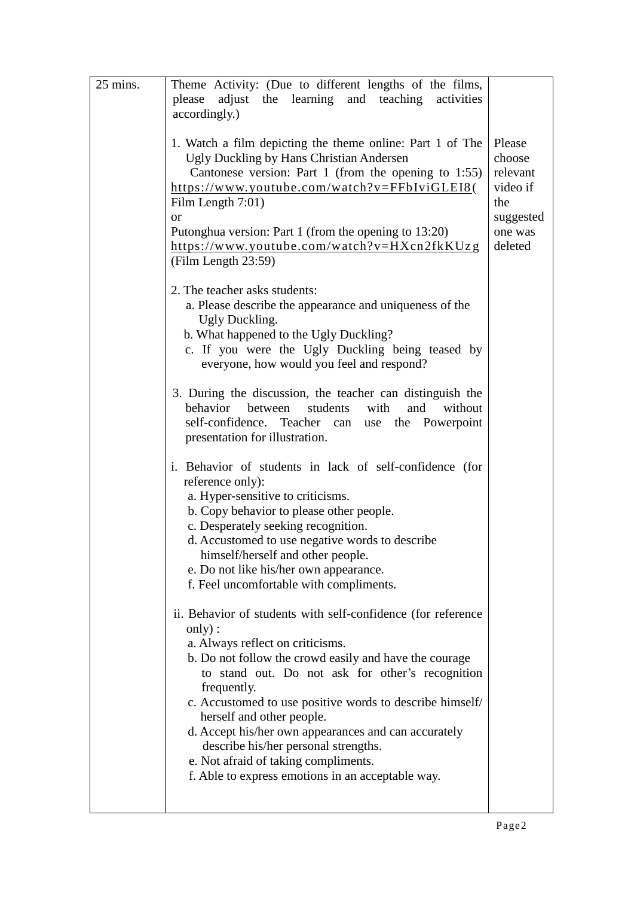| | | |
|---|---|---|
| 25 mins. | Theme Activity: (Due to different lengths of the films, please adjust the learning and teaching activities accordingly.)<br><br>1. Watch a film depicting the theme online: Part 1 of The Ugly Duckling by Hans Christian Andersen<br>Cantonese version: Part 1 (from the opening to 1:55) https://www.youtube.com/watch?v=FFbIviGLEI8( Film Length 7:01)<br>or<br>Putonghua version: Part 1 (from the opening to 13:20) https://www.youtube.com/watch?v=HXcn2fkKUzg (Film Length 23:59)<br><br>2. The teacher asks students:<br>a. Please describe the appearance and uniqueness of the Ugly Duckling.<br>b. What happened to the Ugly Duckling?<br>c. If you were the Ugly Duckling being teased by everyone, how would you feel and respond?<br><br>3. During the discussion, the teacher can distinguish the behavior between students with and without self-confidence. Teacher can use the Powerpoint presentation for illustration.<br><br>i. Behavior of students in lack of self-confidence (for reference only):<br>a. Hyper-sensitive to criticisms.<br>b. Copy behavior to please other people.<br>c. Desperately seeking recognition.<br>d. Accustomed to use negative words to describe himself/herself and other people.<br>e. Do not like his/her own appearance.<br>f. Feel uncomfortable with compliments.<br><br>ii. Behavior of students with self-confidence (for reference only) :<br>a. Always reflect on criticisms.<br>b. Do not follow the crowd easily and have the courage to stand out. Do not ask for other's recognition frequently.<br>c. Accustomed to use positive words to describe himself/ herself and other people.<br>d. Accept his/her own appearances and can accurately describe his/her personal strengths.<br>e. Not afraid of taking compliments.<br>f. Able to express emotions in an acceptable way. | Please choose relevant video if the suggested one was deleted |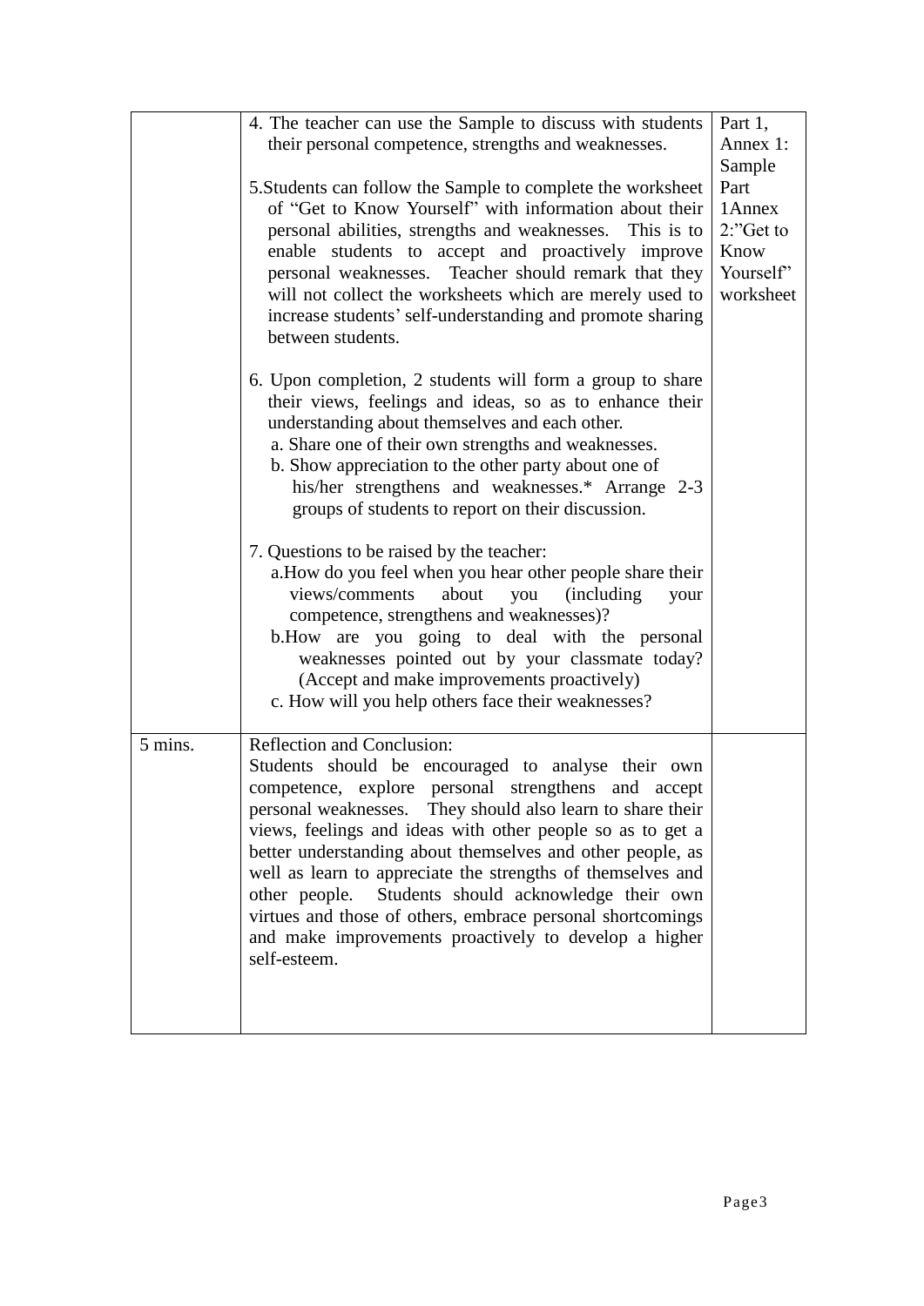| | | |
|---|---|---|
| | 4. The teacher can use the Sample to discuss with students their personal competence, strengths and weaknesses.<br><br>5.Students can follow the Sample to complete the worksheet of “Get to Know Yourself” with information about their personal abilities, strengths and weaknesses. This is to enable students to accept and proactively improve personal weaknesses. Teacher should remark that they will not collect the worksheets which are merely used to increase students’ self-understanding and promote sharing between students.<br><br>6. Upon completion, 2 students will form a group to share their views, feelings and ideas, so as to enhance their understanding about themselves and each other.<br>a. Share one of their own strengths and weaknesses.<br>b. Show appreciation to the other party about one of his/her strengthens and weaknesses.* Arrange 2-3 groups of students to report on their discussion.<br><br>7. Questions to be raised by the teacher:<br>a.How do you feel when you hear other people share their views/comments about you (including your competence, strengthens and weaknesses)?<br>b.How are you going to deal with the personal weaknesses pointed out by your classmate today? (Accept and make improvements proactively)<br>c. How will you help others face their weaknesses? | Part 1, Annex 1: Sample<br>Part 1Annex 2:”Get to Know Yourself” worksheet |
| 5 mins. | Reflection and Conclusion:<br>Students should be encouraged to analyse their own competence, explore personal strengthens and accept personal weaknesses. They should also learn to share their views, feelings and ideas with other people so as to get a better understanding about themselves and other people, as well as learn to appreciate the strengths of themselves and other people. Students should acknowledge their own virtues and those of others, embrace personal shortcomings and make improvements proactively to develop a higher self-esteem. | |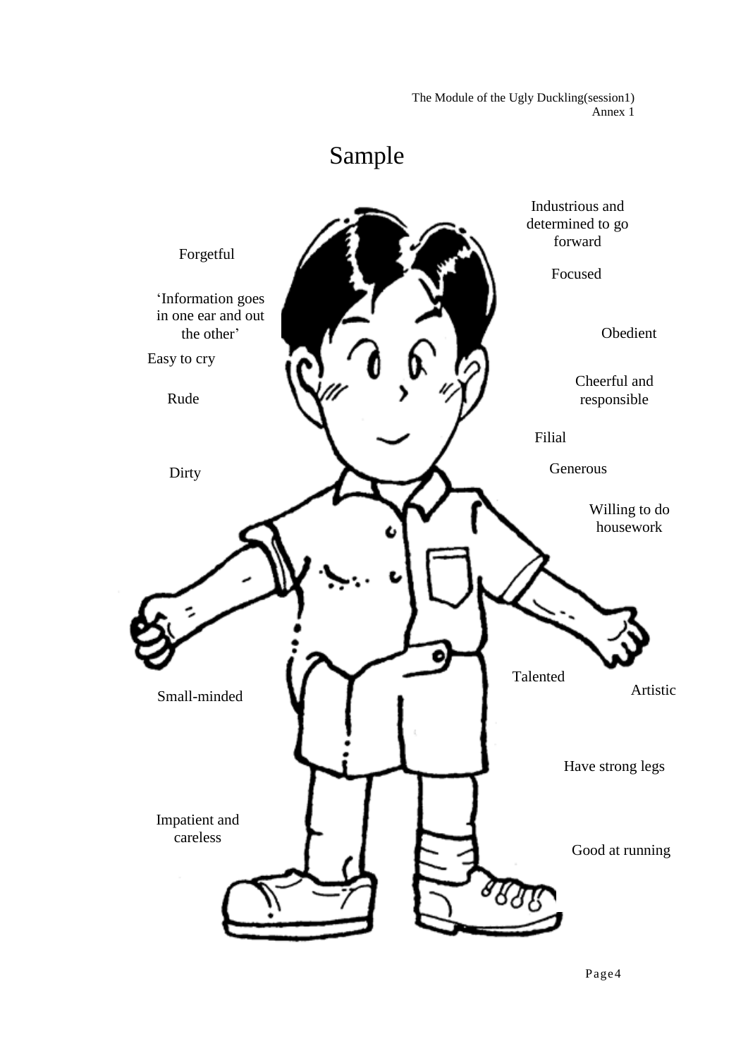# Sample

Forgetful

'Information goes in one ear and out the other'

Easy to cry

Rude

Dirty

Small-minded

Impatient and careless

Industrious and determined to go forward

Focused

Obedient

Cheerful and responsible

Filial

Generous

Willing to do housework

Talented

Artistic

Have strong legs

Good at running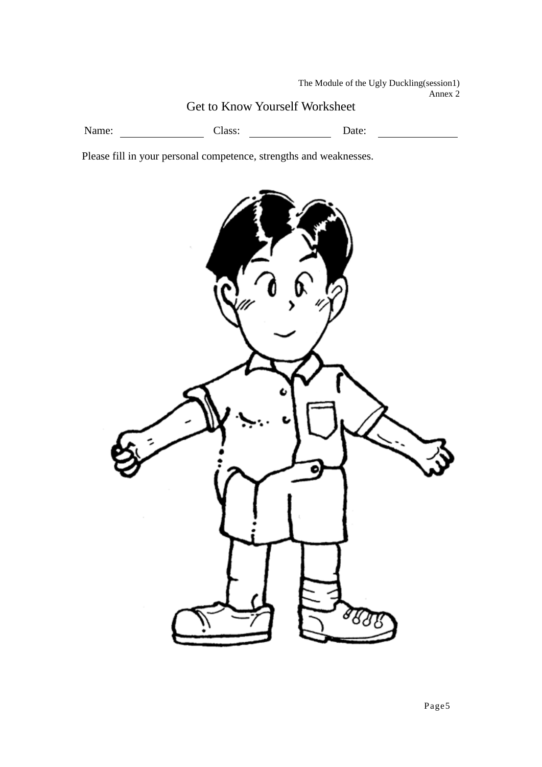The Module of the Ugly Duckling(session1)
Annex 2

# Get to Know Yourself Worksheet

Name: ______________ Class: ______________ Date: ______________

Please fill in your personal competence, strengths and weaknesses.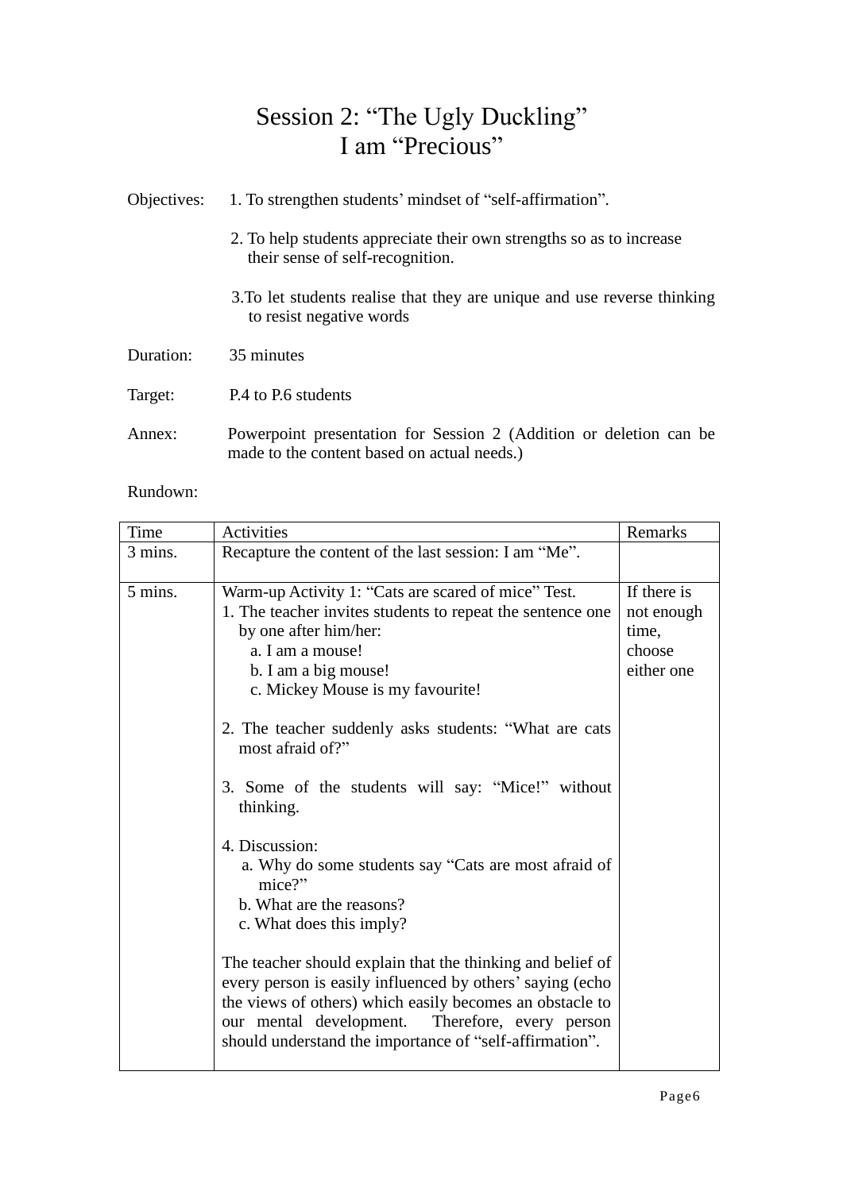# Session 2: "The Ugly Duckling"
# I am "Precious"

Objectives:

1. To strengthen students' mindset of "self-affirmation".
2. To help students appreciate their own strengths so as to increase their sense of self-recognition.
3. To let students realise that they are unique and use reverse thinking to resist negative words

Duration: 35 minutes

Target: P.4 to P.6 students

Annex: Powerpoint presentation for Session 2 (Addition or deletion can be made to the content based on actual needs.)

Rundown:

| Time | Activities | Remarks |
|---|---|---|
| 3 mins. | Recapture the content of the last session: I am "Me". | |
| 5 mins. | Warm-up Activity 1: "Cats are scared of mice" Test.<br>1. The teacher invites students to repeat the sentence one by one after him/her:<br>a. I am a mouse!<br>b. I am a big mouse!<br>c. Mickey Mouse is my favourite!<br><br>2. The teacher suddenly asks students: "What are cats most afraid of?"<br><br>3. Some of the students will say: "Mice!" without thinking.<br><br>4. Discussion:<br>a. Why do some students say "Cats are most afraid of mice?"<br>b. What are the reasons?<br>c. What does this imply?<br><br>The teacher should explain that the thinking and belief of every person is easily influenced by others' saying (echo the views of others) which easily becomes an obstacle to our mental development. Therefore, every person should understand the importance of "self-affirmation". | If there is not enough time, choose either one |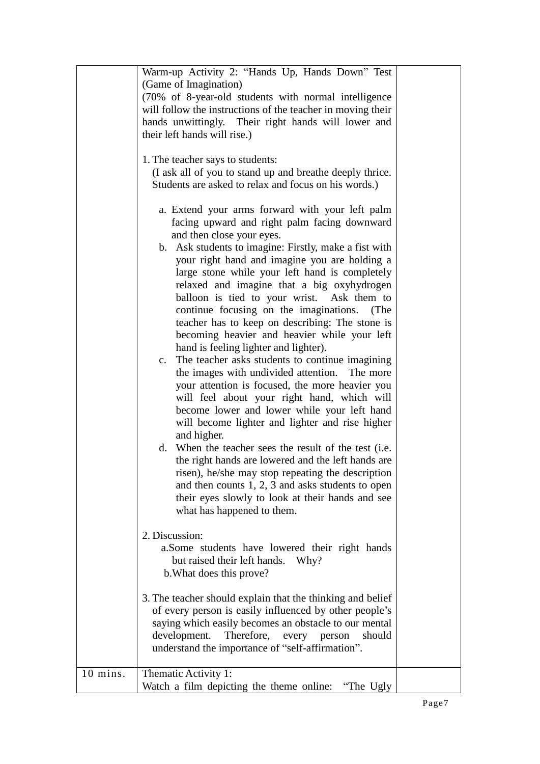| | | |
|---|---|---|
| | Warm-up Activity 2: "Hands Up, Hands Down" Test (Game of Imagination)<br>(70% of 8-year-old students with normal intelligence will follow the instructions of the teacher in moving their hands unwittingly. Their right hands will lower and their left hands will rise.)<br><br>1. The teacher says to students:<br>(I ask all of you to stand up and breathe deeply thrice. Students are asked to relax and focus on his words.)<br><br>a. Extend your arms forward with your left palm facing upward and right palm facing downward and then close your eyes.<br>b. Ask students to imagine: Firstly, make a fist with your right hand and imagine you are holding a large stone while your left hand is completely relaxed and imagine that a big oxyhydrogen balloon is tied to your wrist. Ask them to continue focusing on the imaginations. (The teacher has to keep on describing: The stone is becoming heavier and heavier while your left hand is feeling lighter and lighter).<br>c. The teacher asks students to continue imagining the images with undivided attention. The more your attention is focused, the more heavier you will feel about your right hand, which will become lower and lower while your left hand will become lighter and lighter and rise higher and higher.<br>d. When the teacher sees the result of the test (i.e. the right hands are lowered and the left hands are risen), he/she may stop repeating the description and then counts 1, 2, 3 and asks students to open their eyes slowly to look at their hands and see what has happened to them.<br><br>2. Discussion:<br>a. Some students have lowered their right hands but raised their left hands. Why?<br>b. What does this prove?<br><br>3. The teacher should explain that the thinking and belief of every person is easily influenced by other people's saying which easily becomes an obstacle to our mental development. Therefore, every person should understand the importance of "self-affirmation". | |
| 10 mins. | Thematic Activity 1:<br>Watch a film depicting the theme online: "The Ugly | |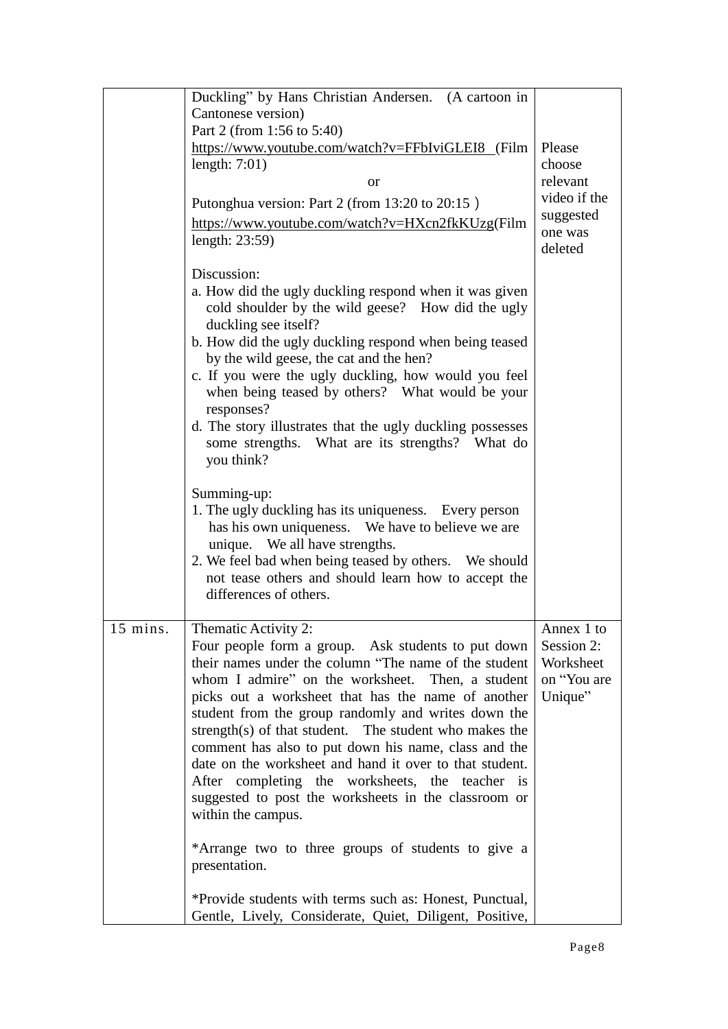| | | |
|---|---|---|
| | Duckling" by Hans Christian Andersen. (A cartoon in Cantonese version)<br>Part 2 (from 1:56 to 5:40)<br>https://www.youtube.com/watch?v=FFbIviGLEI8 (Film length: 7:01)<br>or<br>Putonghua version: Part 2 (from 13:20 to 20:15)<br>https://www.youtube.com/watch?v=HXcn2fkKUzg(Film length: 23:59)<br><br>Discussion:<br>a. How did the ugly duckling respond when it was given cold shoulder by the wild geese? How did the ugly duckling see itself?<br>b. How did the ugly duckling respond when being teased by the wild geese, the cat and the hen?<br>c. If you were the ugly duckling, how would you feel when being teased by others? What would be your responses?<br>d. The story illustrates that the ugly duckling possesses some strengths. What are its strengths? What do you think?<br><br>Summing-up:<br>1. The ugly duckling has its uniqueness. Every person has his own uniqueness. We have to believe we are unique. We all have strengths.<br>2. We feel bad when being teased by others. We should not tease others and should learn how to accept the differences of others. | Please choose relevant video if the suggested one was deleted |
| 15 mins. | Thematic Activity 2:<br>Four people form a group. Ask students to put down their names under the column "The name of the student whom I admire" on the worksheet. Then, a student picks out a worksheet that has the name of another student from the group randomly and writes down the strength(s) of that student. The student who makes the comment has also to put down his name, class and the date on the worksheet and hand it over to that student. After completing the worksheets, the teacher is suggested to post the worksheets in the classroom or within the campus.<br><br>*Arrange two to three groups of students to give a presentation.<br><br>*Provide students with terms such as: Honest, Punctual, Gentle, Lively, Considerate, Quiet, Diligent, Positive, | Annex 1 to Session 2: Worksheet on "You are Unique" |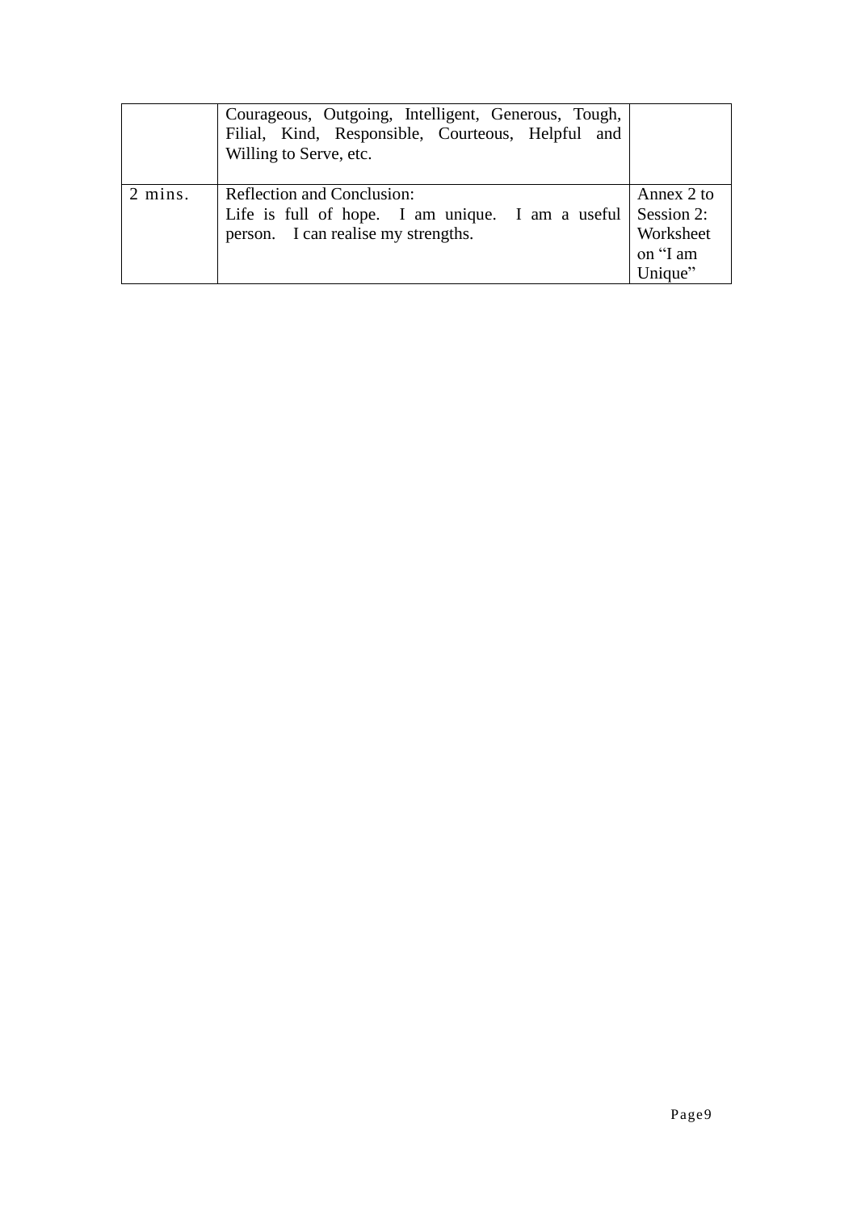| | | |
|---|---|---|
| | Courageous, Outgoing, Intelligent, Generous, Tough, Filial, Kind, Responsible, Courteous, Helpful and Willing to Serve, etc. | |
| 2 mins. | Reflection and Conclusion:<br>Life is full of hope. I am unique. I am a useful person. I can realise my strengths. | Annex 2 to Session 2: Worksheet on "I am Unique" |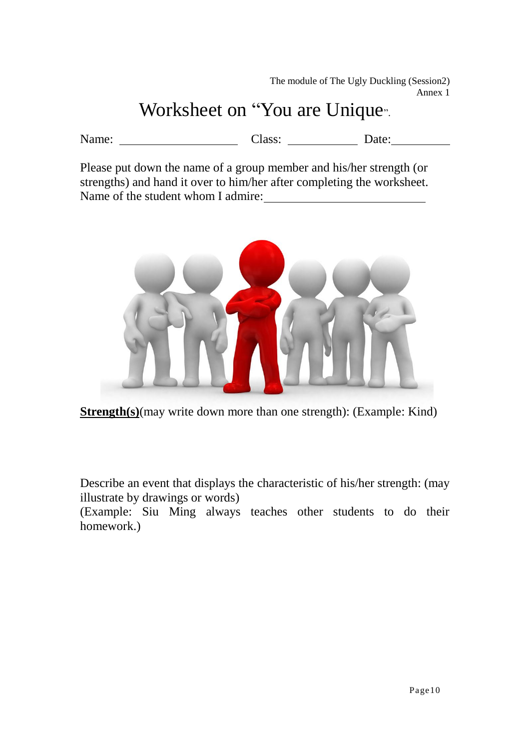The module of The Ugly Duckling (Session2)
Annex 1

# Worksheet on "You are Unique".

Name: ____________________ Class: ____________ Date: __________

Please put down the name of a group member and his/her strength (or strengths) and hand it over to him/her after completing the worksheet.
Name of the student whom I admire: ___________________________

**Strength(s)**(may write down more than one strength): (Example: Kind)

Describe an event that displays the characteristic of his/her strength: (may illustrate by drawings or words)
(Example: Siu Ming always teaches other students to do their homework.)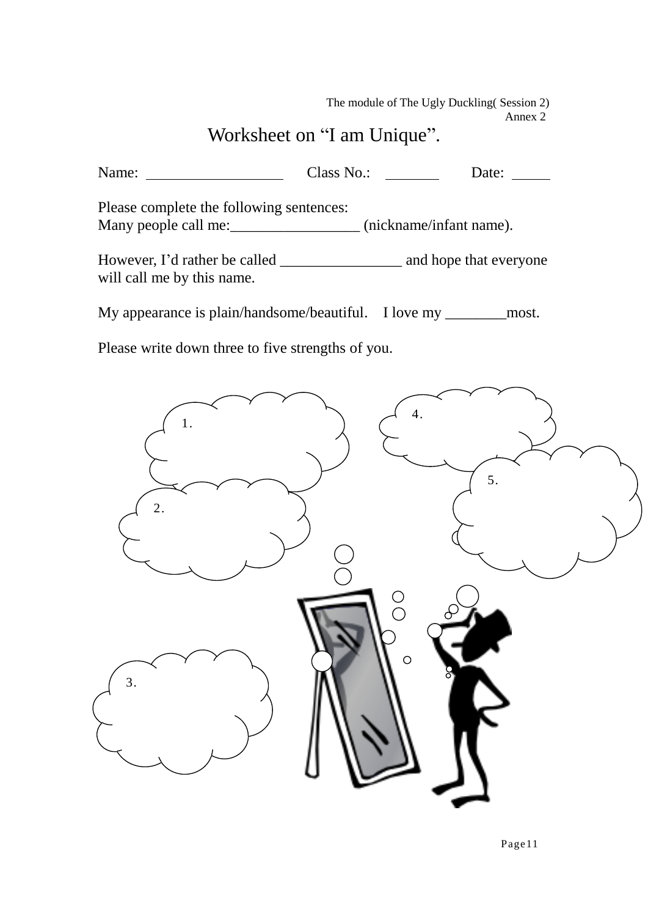The module of The Ugly Duckling( Session 2)
Annex 2

# Worksheet on “I am Unique”.

Name: ________________ Class No.: ______ Date: _____

Please complete the following sentences:
Many people call me:_________________ (nickname/infant name).

However, I’d rather be called ________________ and hope that everyone will call me by this name.

My appearance is plain/handsome/beautiful. I love my ________most.

Please write down three to five strengths of you.

1.

2.

3.

4.

5.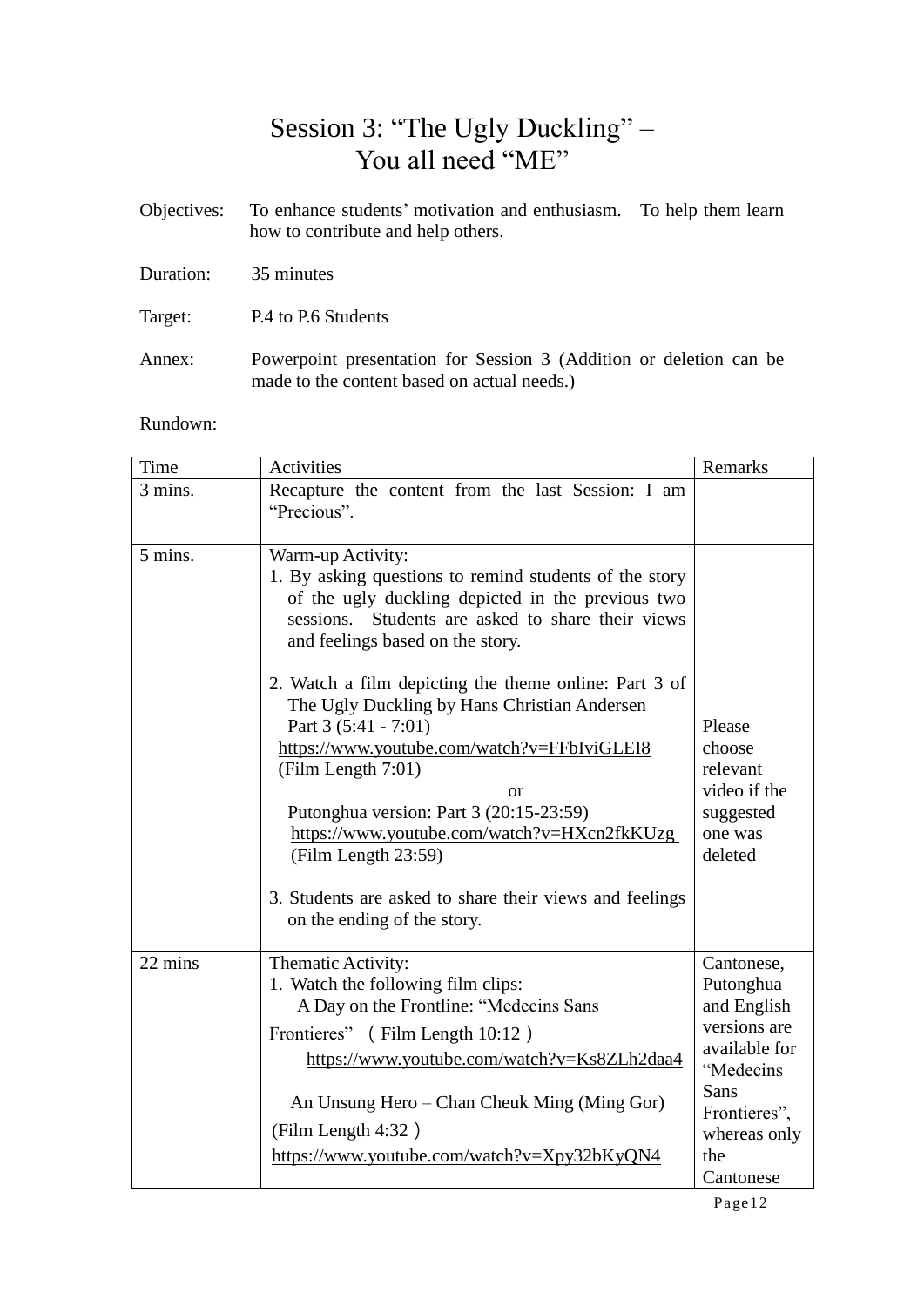# Session 3: "The Ugly Duckling" – You all need "ME"

Objectives: To enhance students' motivation and enthusiasm. To help them learn how to contribute and help others.

Duration: 35 minutes

Target: P.4 to P.6 Students

Annex: Powerpoint presentation for Session 3 (Addition or deletion can be made to the content based on actual needs.)

Rundown:

| Time | Activities | Remarks |
|---|---|---|
| 3 mins. | Recapture the content from the last Session: I am "Precious". | |
| 5 mins. | Warm-up Activity:<br>1. By asking questions to remind students of the story of the ugly duckling depicted in the previous two sessions. Students are asked to share their views and feelings based on the story.<br><br>2. Watch a film depicting the theme online: Part 3 of The Ugly Duckling by Hans Christian Andersen Part 3 (5:41 - 7:01)<br>https://www.youtube.com/watch?v=FFbIviGLEI8<br>(Film Length 7:01)<br>or<br>Putonghua version: Part 3 (20:15-23:59)<br>https://www.youtube.com/watch?v=HXcn2fkKUzg<br>(Film Length 23:59)<br><br>3. Students are asked to share their views and feelings on the ending of the story. | Please choose relevant video if the suggested one was deleted |
| 22 mins | Thematic Activity:<br>1. Watch the following film clips:<br>A Day on the Frontline: "Medecins Sans Frontieres" （Film Length 10:12）<br>https://www.youtube.com/watch?v=Ks8ZLh2daa4<br><br>An Unsung Hero – Chan Cheuk Ming (Ming Gor) (Film Length 4:32）<br>https://www.youtube.com/watch?v=Xpy32bKyQN4 | Cantonese, Putonghua and English versions are available for "Medecins Sans Frontieres", whereas only the Cantonese |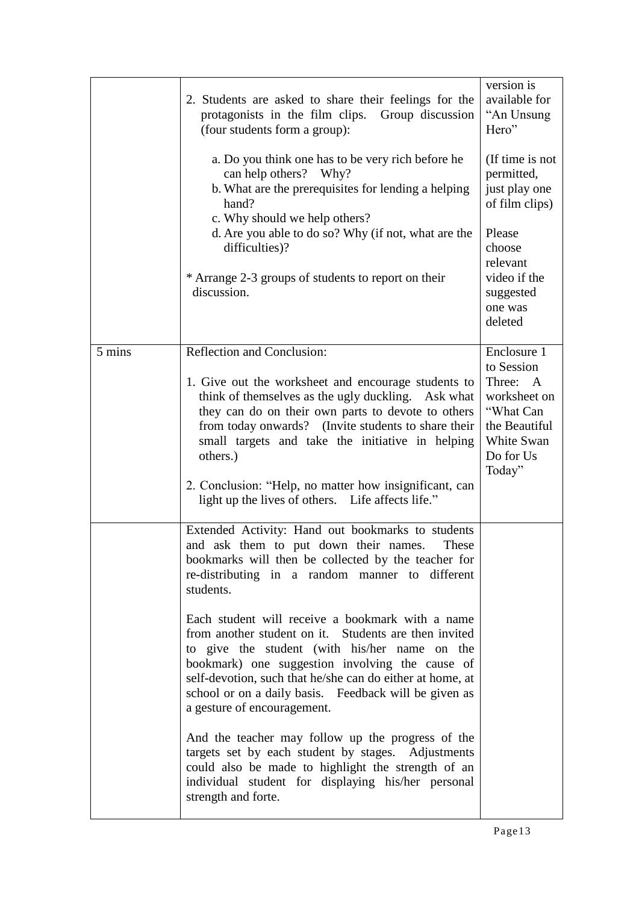| | | |
|---|---|---|
| | 2. Students are asked to share their feelings for the protagonists in the film clips. Group discussion (four students form a group):<br><br>a. Do you think one has to be very rich before he can help others? Why?<br>b. What are the prerequisites for lending a helping hand?<br>c. Why should we help others?<br>d. Are you able to do so? Why (if not, what are the difficulties)?<br><br>* Arrange 2-3 groups of students to report on their discussion. | version is available for "An Unsung Hero"<br><br>(If time is not permitted, just play one of film clips)<br><br>Please choose relevant video if the suggested one was deleted |
| 5 mins | Reflection and Conclusion:<br><br>1. Give out the worksheet and encourage students to think of themselves as the ugly duckling. Ask what they can do on their own parts to devote to others from today onwards? (Invite students to share their small targets and take the initiative in helping others.)<br><br>2. Conclusion: "Help, no matter how insignificant, can light up the lives of others. Life affects life." | Enclosure 1 to Session Three: A worksheet on "What Can the Beautiful White Swan Do for Us Today" |
| | Extended Activity: Hand out bookmarks to students and ask them to put down their names. These bookmarks will then be collected by the teacher for re-distributing in a random manner to different students.<br><br>Each student will receive a bookmark with a name from another student on it. Students are then invited to give the student (with his/her name on the bookmark) one suggestion involving the cause of self-devotion, such that he/she can do either at home, at school or on a daily basis. Feedback will be given as a gesture of encouragement.<br><br>And the teacher may follow up the progress of the targets set by each student by stages. Adjustments could also be made to highlight the strength of an individual student for displaying his/her personal strength and forte. | |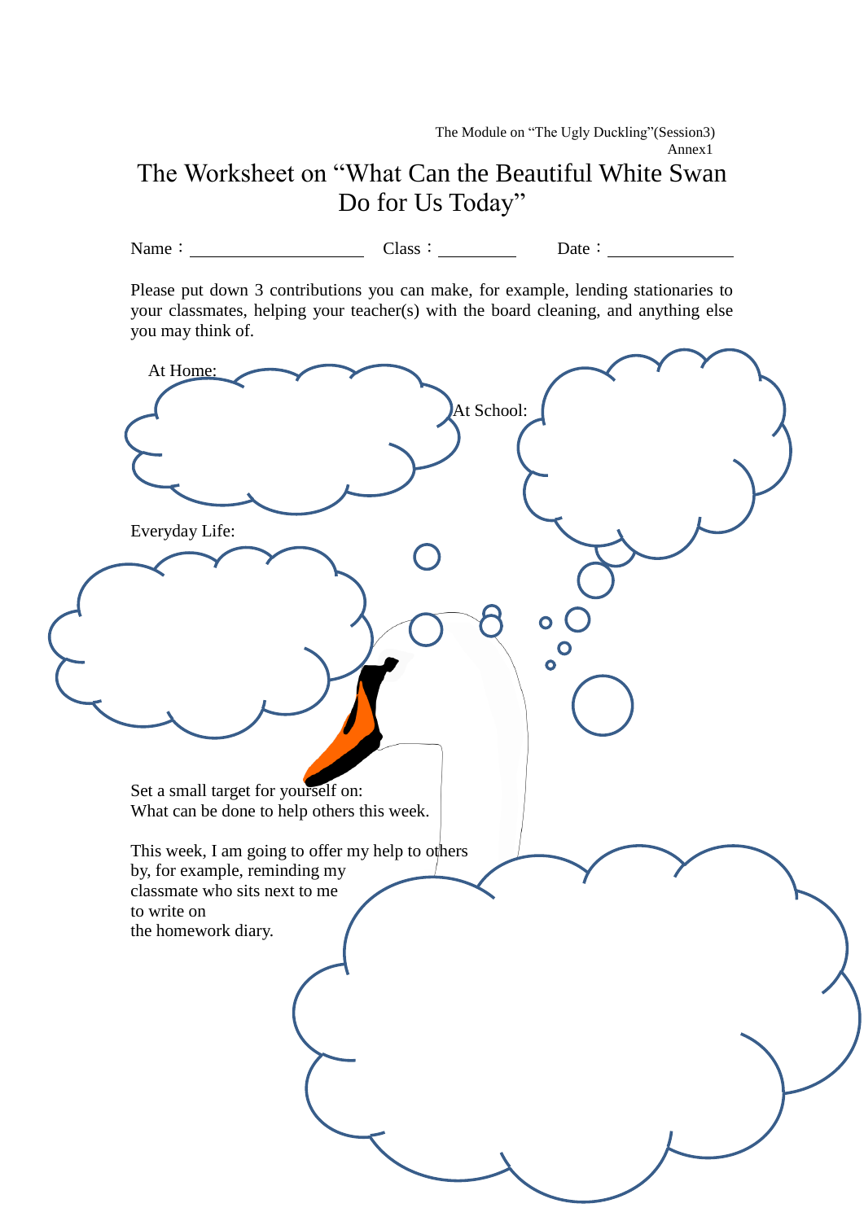The Module on "The Ugly Duckling"(Session3)
Annex1

# The Worksheet on "What Can the Beautiful White Swan Do for Us Today"

Name：\_\_\_\_\_\_\_\_\_\_\_\_\_\_\_\_\_\_\_\_ Class：\_\_\_\_\_\_\_\_\_ Date：\_\_\_\_\_\_\_\_\_\_\_\_\_\_

Please put down 3 contributions you can make, for example, lending stationaries to your classmates, helping your teacher(s) with the board cleaning, and anything else you may think of.

At Home:

At School:

Everyday Life:

Set a small target for yourself on:
What can be done to help others this week.

This week, I am going to offer my help to others by, for example, reminding my classmate who sits next to me to write on the homework diary.